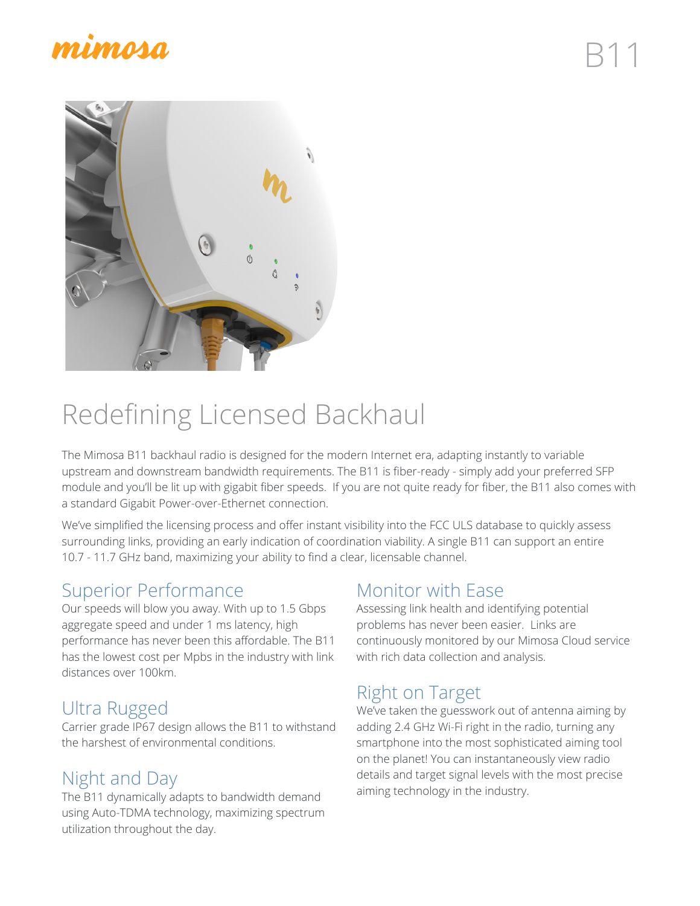mimosa

# B11

## Redefining Licensed Backhaul

The Mimosa B11 backhaul radio is designed for the modern Internet era, adapting instantly to variable upstream and downstream bandwidth requirements. The B11 is fiber-ready - simply add your preferred SFP module and you'll be lit up with gigabit fiber speeds. If you are not quite ready for fiber, the B11 also comes with a standard Gigabit Power-over-Ethernet connection.

We've simplified the licensing process and offer instant visibility into the FCC ULS database to quickly assess surrounding links, providing an early indication of coordination viability. A single B11 can support an entire 10.7 - 11.7 GHz band, maximizing your ability to find a clear, licensable channel.

### Superior Performance

Our speeds will blow you away. With up to 1.5 Gbps aggregate speed and under 1 ms latency, high performance has never been this affordable. The B11 has the lowest cost per Mpbs in the industry with link distances over 100km.

### Ultra Rugged

Carrier grade IP67 design allows the B11 to withstand the harshest of environmental conditions.

### Night and Day

The B11 dynamically adapts to bandwidth demand using Auto-TDMA technology, maximizing spectrum utilization throughout the day.

### Monitor with Ease

Assessing link health and identifying potential problems has never been easier. Links are continuously monitored by our Mimosa Cloud service with rich data collection and analysis.

### Right on Target

We've taken the guesswork out of antenna aiming by adding 2.4 GHz Wi-Fi right in the radio, turning any smartphone into the most sophisticated aiming tool on the planet! You can instantaneously view radio details and target signal levels with the most precise aiming technology in the industry.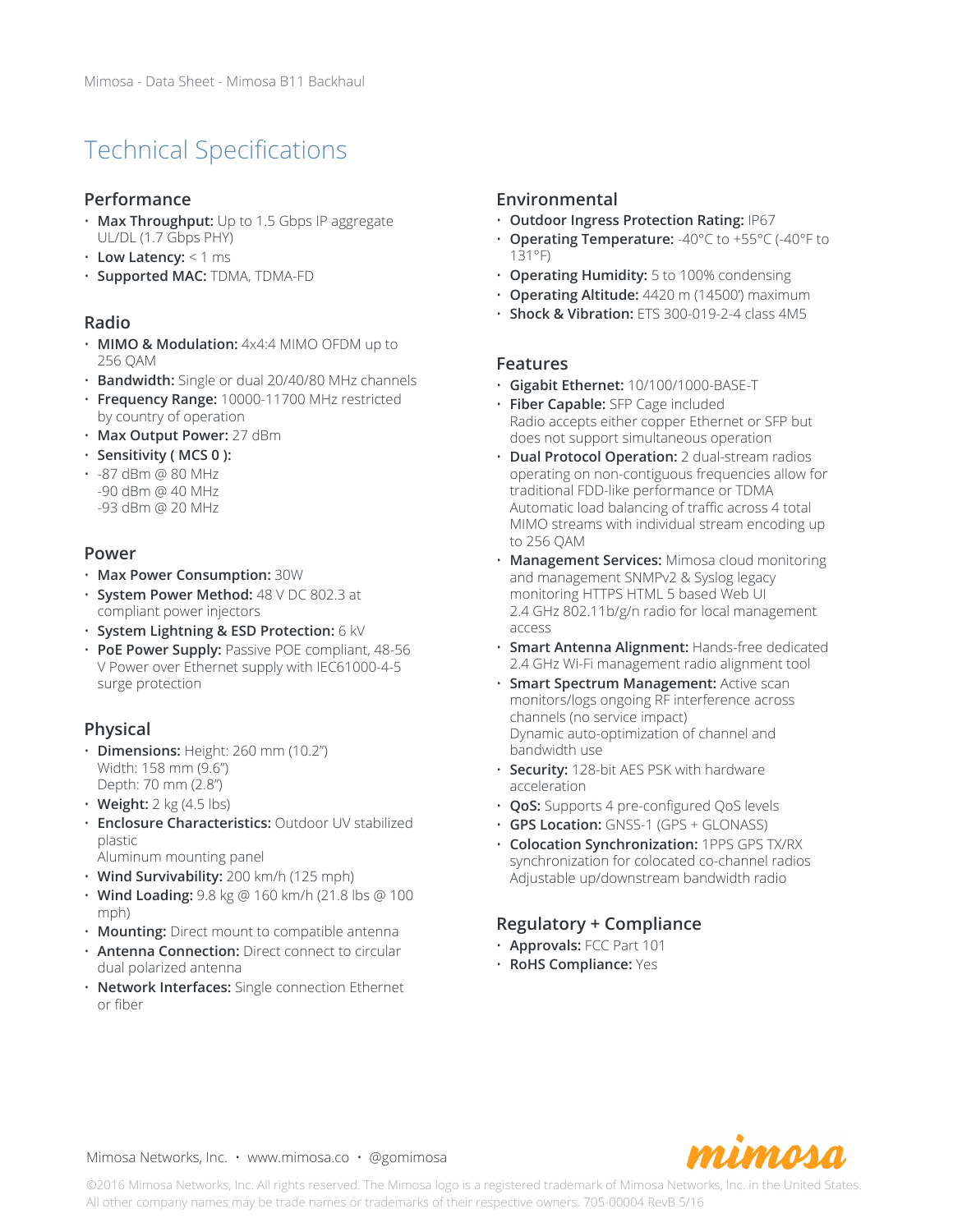# Technical Specifications

## Performance

- **Max Throughput:** Up to 1.5 Gbps IP aggregate UL/DL (1.7 Gbps PHY)
- **Low Latency:** < 1 ms
- **Supported MAC:** TDMA, TDMA-FD

## Radio

- **MIMO & Modulation:** 4x4:4 MIMO OFDM up to 256 QAM
- **Bandwidth:** Single or dual 20/40/80 MHz channels
- **Frequency Range:** 10000-11700 MHz restricted by country of operation
- **Max Output Power:** 27 dBm
- **Sensitivity ( MCS 0 ):**
- -87 dBm @ 80 MHz
  -90 dBm @ 40 MHz
  -93 dBm @ 20 MHz

## Power

- **Max Power Consumption:** 30W
- **System Power Method:** 48 V DC 802.3 at compliant power injectors
- **System Lightning & ESD Protection:** 6 kV
- **PoE Power Supply:** Passive POE compliant, 48-56 V Power over Ethernet supply with IEC61000-4-5 surge protection

## Physical

- **Dimensions:** Height: 260 mm (10.2")
  Width: 158 mm (9.6")
  Depth: 70 mm (2.8")
- **Weight:** 2 kg (4.5 lbs)
- **Enclosure Characteristics:** Outdoor UV stabilized plastic
  Aluminum mounting panel
- **Wind Survivability:** 200 km/h (125 mph)
- **Wind Loading:** 9.8 kg @ 160 km/h (21.8 lbs @ 100 mph)
- **Mounting:** Direct mount to compatible antenna
- **Antenna Connection:** Direct connect to circular dual polarized antenna
- **Network Interfaces:** Single connection Ethernet or fiber

## Environmental

- **Outdoor Ingress Protection Rating:** IP67
- **Operating Temperature:** -40°C to +55°C (-40°F to 131°F)
- **Operating Humidity:** 5 to 100% condensing
- **Operating Altitude:** 4420 m (14500') maximum
- **Shock & Vibration:** ETS 300-019-2-4 class 4M5

## Features

- **Gigabit Ethernet:** 10/100/1000-BASE-T
- **Fiber Capable:** SFP Cage included
  Radio accepts either copper Ethernet or SFP but does not support simultaneous operation
- **Dual Protocol Operation:** 2 dual-stream radios operating on non-contiguous frequencies allow for traditional FDD-like performance or TDMA
  Automatic load balancing of traffic across 4 total MIMO streams with individual stream encoding up to 256 QAM
- **Management Services:** Mimosa cloud monitoring and management SNMPv2 & Syslog legacy monitoring HTTPS HTML 5 based Web UI
  2.4 GHz 802.11b/g/n radio for local management access
- **Smart Antenna Alignment:** Hands-free dedicated 2.4 GHz Wi-Fi management radio alignment tool
- **Smart Spectrum Management:** Active scan monitors/logs ongoing RF interference across channels (no service impact)
  Dynamic auto-optimization of channel and bandwidth use
- **Security:** 128-bit AES PSK with hardware acceleration
- **QoS:** Supports 4 pre-configured QoS levels
- **GPS Location:** GNSS-1 (GPS + GLONASS)
- **Colocation Synchronization:** 1PPS GPS TX/RX synchronization for colocated co-channel radios
  Adjustable up/downstream bandwidth radio

## Regulatory + Compliance

- **Approvals:** FCC Part 101
- **RoHS Compliance:** Yes

Mimosa Networks, Inc. • www.mimosa.co • @gomimosa

mimosa

©2016 Mimosa Networks, Inc. All rights reserved. The Mimosa logo is a registered trademark of Mimosa Networks, Inc. in the United States. All other company names may be trade names or trademarks of their respective owners. 705-00004 RevB 5/16